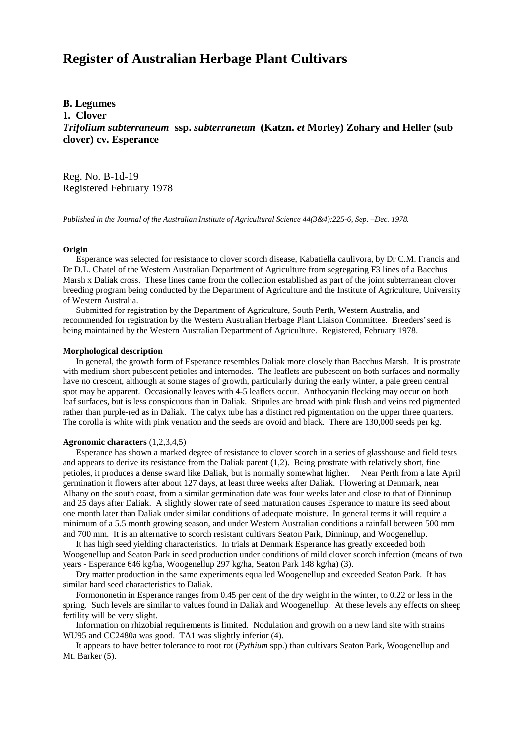# Register of Australian Herbage Plant Cultivars

**B. Legumes**
**1. Clover**
***Trifolium subterraneum* ssp. *subterraneum* (Katzn. *et* Morley) Zohary and Heller (sub clover) cv. Esperance**

Reg. No. B-1d-19
Registered February 1978

*Published in the Journal of the Australian Institute of Agricultural Science 44(3&4):225-6, Sep. –Dec. 1978.*

#### Origin

Esperance was selected for resistance to clover scorch disease, Kabatiella caulivora, by Dr C.M. Francis and Dr D.L. Chatel of the Western Australian Department of Agriculture from segregating F3 lines of a Bacchus Marsh x Daliak cross. These lines came from the collection established as part of the joint subterranean clover breeding program being conducted by the Department of Agriculture and the Institute of Agriculture, University of Western Australia.

Submitted for registration by the Department of Agriculture, South Perth, Western Australia, and recommended for registration by the Western Australian Herbage Plant Liaison Committee. Breeders' seed is being maintained by the Western Australian Department of Agriculture. Registered, February 1978.

#### Morphological description

In general, the growth form of Esperance resembles Daliak more closely than Bacchus Marsh. It is prostrate with medium-short pubescent petioles and internodes. The leaflets are pubescent on both surfaces and normally have no crescent, although at some stages of growth, particularly during the early winter, a pale green central spot may be apparent. Occasionally leaves with 4-5 leaflets occur. Anthocyanin flecking may occur on both leaf surfaces, but is less conspicuous than in Daliak. Stipules are broad with pink flush and veins red pigmented rather than purple-red as in Daliak. The calyx tube has a distinct red pigmentation on the upper three quarters. The corolla is white with pink venation and the seeds are ovoid and black. There are 130,000 seeds per kg.

#### Agronomic characters (1,2,3,4,5)

Esperance has shown a marked degree of resistance to clover scorch in a series of glasshouse and field tests and appears to derive its resistance from the Daliak parent (1,2). Being prostrate with relatively short, fine petioles, it produces a dense sward like Daliak, but is normally somewhat higher. Near Perth from a late April germination it flowers after about 127 days, at least three weeks after Daliak. Flowering at Denmark, near Albany on the south coast, from a similar germination date was four weeks later and close to that of Dinninup and 25 days after Daliak. A slightly slower rate of seed maturation causes Esperance to mature its seed about one month later than Daliak under similar conditions of adequate moisture. In general terms it will require a minimum of a 5.5 month growing season, and under Western Australian conditions a rainfall between 500 mm and 700 mm. It is an alternative to scorch resistant cultivars Seaton Park, Dinninup, and Woogenellup.

It has high seed yielding characteristics. In trials at Denmark Esperance has greatly exceeded both Woogenellup and Seaton Park in seed production under conditions of mild clover scorch infection (means of two years - Esperance 646 kg/ha, Woogenellup 297 kg/ha, Seaton Park 148 kg/ha) (3).

Dry matter production in the same experiments equalled Woogenellup and exceeded Seaton Park. It has similar hard seed characteristics to Daliak.

Formononetin in Esperance ranges from 0.45 per cent of the dry weight in the winter, to 0.22 or less in the spring. Such levels are similar to values found in Daliak and Woogenellup. At these levels any effects on sheep fertility will be very slight.

Information on rhizobial requirements is limited. Nodulation and growth on a new land site with strains WU95 and CC2480a was good. TA1 was slightly inferior (4).

It appears to have better tolerance to root rot (*Pythium* spp.) than cultivars Seaton Park, Woogenellup and Mt. Barker (5).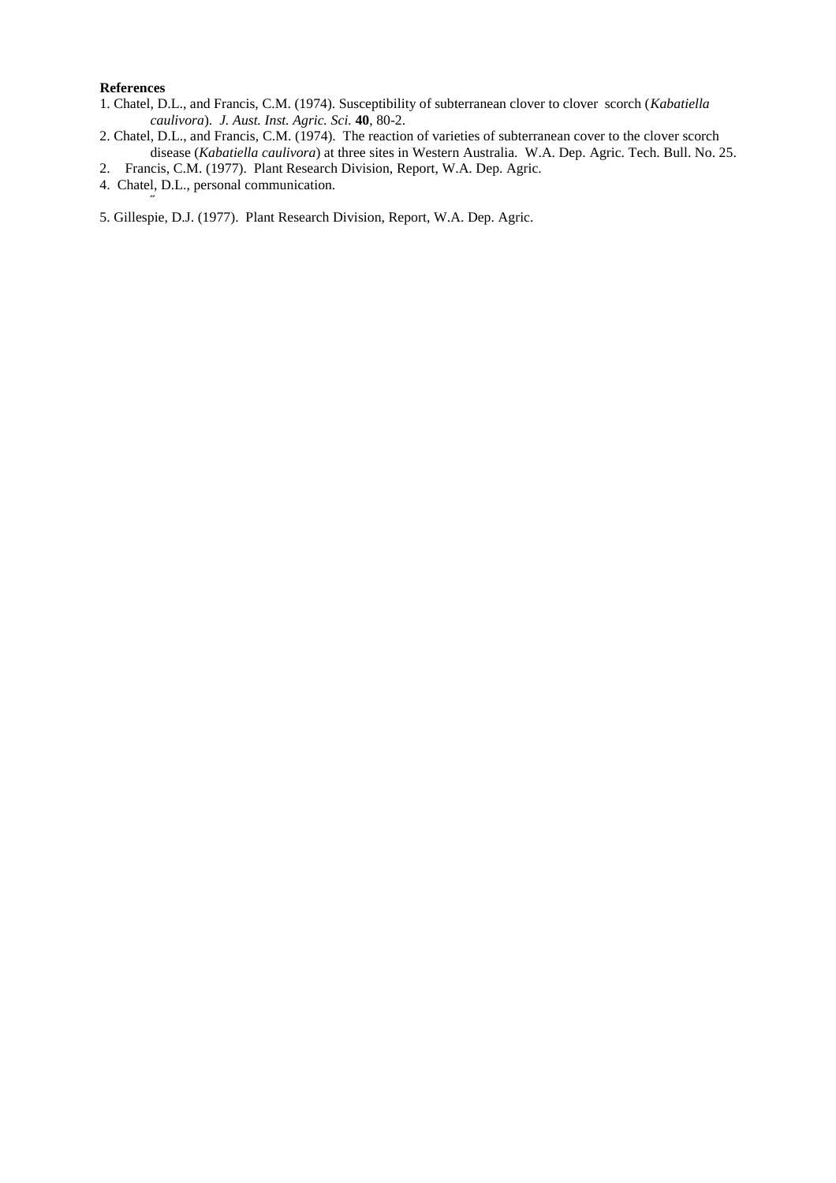**References**

1. Chatel, D.L., and Francis, C.M. (1974). Susceptibility of subterranean clover to clover scorch (*Kabatiella caulivora*). *J. Aust. Inst. Agric. Sci.* **40**, 80-2.
2. Chatel, D.L., and Francis, C.M. (1974). The reaction of varieties of subterranean cover to the clover scorch disease (*Kabatiella caulivora*) at three sites in Western Australia. W.A. Dep. Agric. Tech. Bull. No. 25.
2. Francis, C.M. (1977). Plant Research Division, Report, W.A. Dep. Agric.
4. Chatel, D.L., personal communication.

 ″

5. Gillespie, D.J. (1977). Plant Research Division, Report, W.A. Dep. Agric.